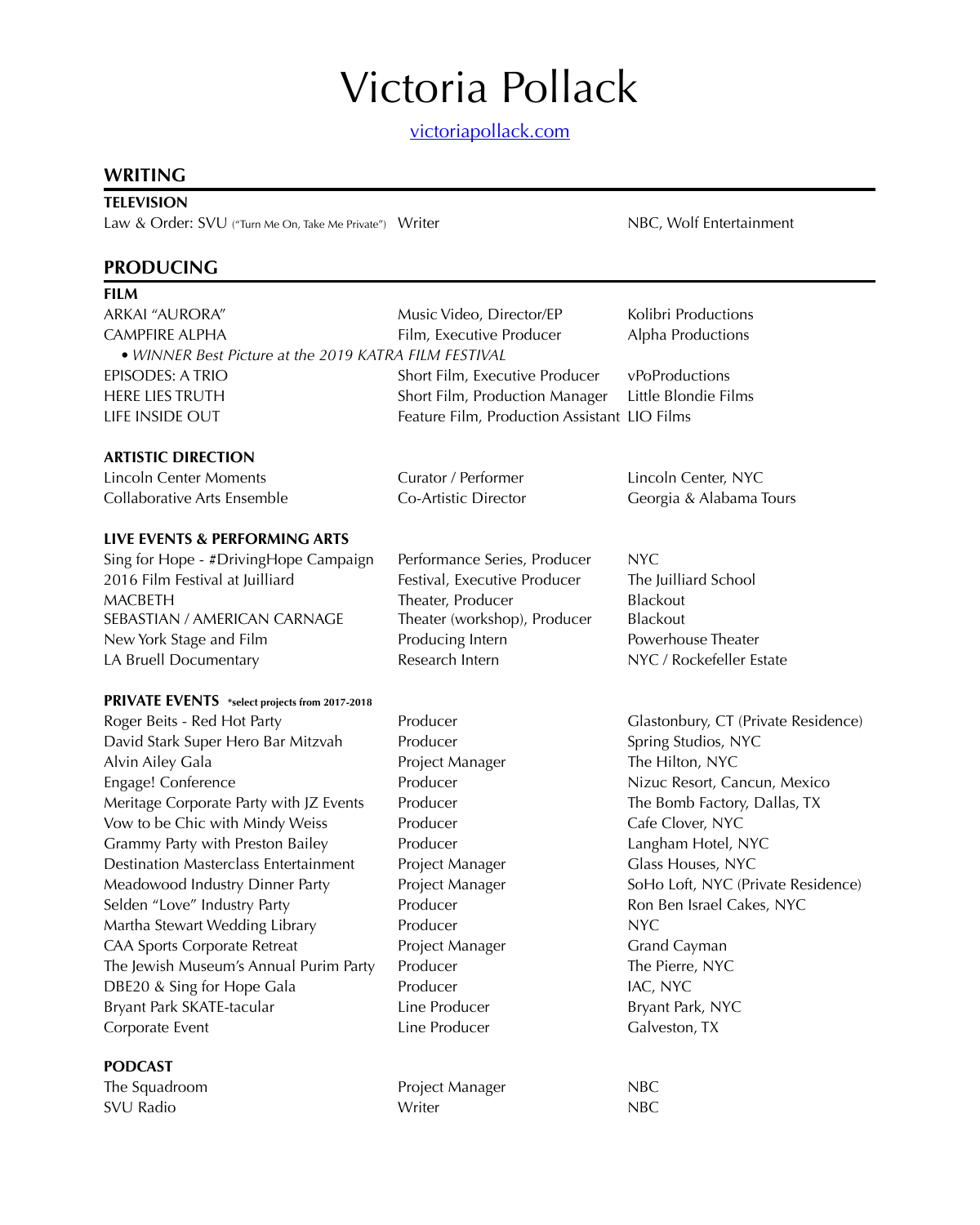# Victoria Pollack

victoriapollack.com

## WRITING

### TELEVISION

| | | |
|---|---|---|
| Law & Order: SVU ("Turn Me On, Take Me Private") | Writer | NBC, Wolf Entertainment |

## PRODUCING

### FILM

| | | |
|---|---|---|
| ARKAI "AURORA" | Music Video, Director/EP | Kolibri Productions |
| CAMPFIRE ALPHA | Film, Executive Producer | Alpha Productions |
| • *WINNER Best Picture at the 2019 KATRA FILM FESTIVAL* | | |
| EPISODES: A TRIO | Short Film, Executive Producer | vPoProductions |
| HERE LIES TRUTH | Short Film, Production Manager | Little Blondie Films |
| LIFE INSIDE OUT | Feature Film, Production Assistant | LIO Films |

### ARTISTIC DIRECTION

| | | |
|---|---|---|
| Lincoln Center Moments | Curator / Performer | Lincoln Center, NYC |
| Collaborative Arts Ensemble | Co-Artistic Director | Georgia & Alabama Tours |

### LIVE EVENTS & PERFORMING ARTS

| | | |
|---|---|---|
| Sing for Hope - #DrivingHope Campaign | Performance Series, Producer | NYC |
| 2016 Film Festival at Juilliard | Festival, Executive Producer | The Juilliard School |
| MACBETH | Theater, Producer | Blackout |
| SEBASTIAN / AMERICAN CARNAGE | Theater (workshop), Producer | Blackout |
| New York Stage and Film | Producing Intern | Powerhouse Theater |
| LA Bruell Documentary | Research Intern | NYC / Rockefeller Estate |

### PRIVATE EVENTS *select projects from 2017-2018

| | | |
|---|---|---|
| Roger Beits - Red Hot Party | Producer | Glastonbury, CT (Private Residence) |
| David Stark Super Hero Bar Mitzvah | Producer | Spring Studios, NYC |
| Alvin Ailey Gala | Project Manager | The Hilton, NYC |
| Engage! Conference | Producer | Nizuc Resort, Cancun, Mexico |
| Meritage Corporate Party with JZ Events | Producer | The Bomb Factory, Dallas, TX |
| Vow to be Chic with Mindy Weiss | Producer | Cafe Clover, NYC |
| Grammy Party with Preston Bailey | Producer | Langham Hotel, NYC |
| Destination Masterclass Entertainment | Project Manager | Glass Houses, NYC |
| Meadowood Industry Dinner Party | Project Manager | SoHo Loft, NYC (Private Residence) |
| Selden "Love" Industry Party | Producer | Ron Ben Israel Cakes, NYC |
| Martha Stewart Wedding Library | Producer | NYC |
| CAA Sports Corporate Retreat | Project Manager | Grand Cayman |
| The Jewish Museum's Annual Purim Party | Producer | The Pierre, NYC |
| DBE20 & Sing for Hope Gala | Producer | IAC, NYC |
| Bryant Park SKATE-tacular | Line Producer | Bryant Park, NYC |
| Corporate Event | Line Producer | Galveston, TX |

### PODCAST

| | | |
|---|---|---|
| The Squadroom | Project Manager | NBC |
| SVU Radio | Writer | NBC |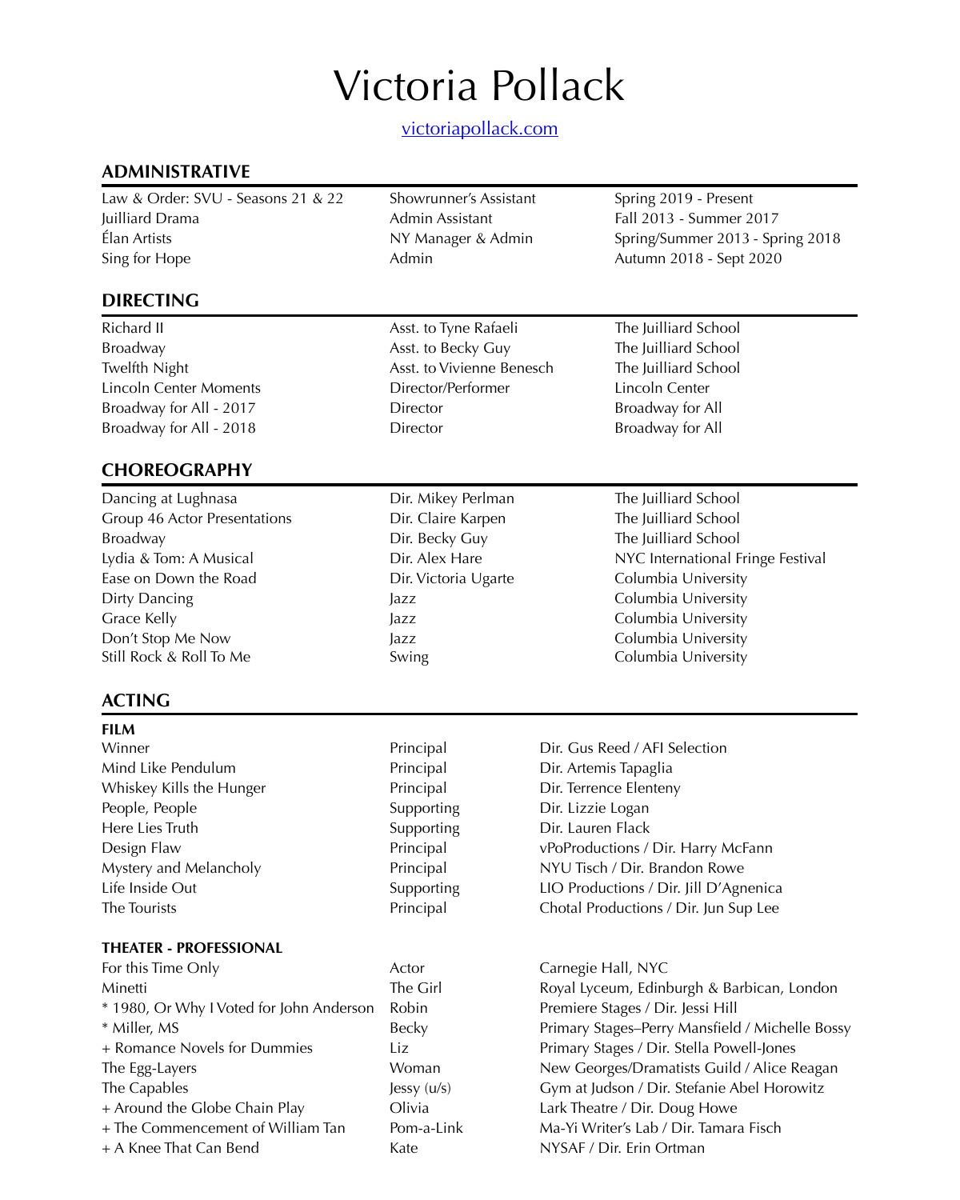# Victoria Pollack

[victoriapollack.com](victoriapollack.com)

## ADMINISTRATIVE

| | | |
|---|---|---|
| Law & Order: SVU - Seasons 21 & 22 | Showrunner's Assistant | Spring 2019 - Present |
| Juilliard Drama | Admin Assistant | Fall 2013 - Summer 2017 |
| Élan Artists | NY Manager & Admin | Spring/Summer 2013 - Spring 2018 |
| Sing for Hope | Admin | Autumn 2018 - Sept 2020 |

## DIRECTING

| | | |
|---|---|---|
| Richard II | Asst. to Tyne Rafaeli | The Juilliard School |
| Broadway | Asst. to Becky Guy | The Juilliard School |
| Twelfth Night | Asst. to Vivienne Benesch | The Juilliard School |
| Lincoln Center Moments | Director/Performer | Lincoln Center |
| Broadway for All - 2017 | Director | Broadway for All |
| Broadway for All - 2018 | Director | Broadway for All |

## CHOREOGRAPHY

| | | |
|---|---|---|
| Dancing at Lughnasa | Dir. Mikey Perlman | The Juilliard School |
| Group 46 Actor Presentations | Dir. Claire Karpen | The Juilliard School |
| Broadway | Dir. Becky Guy | The Juilliard School |
| Lydia & Tom: A Musical | Dir. Alex Hare | NYC International Fringe Festival |
| Ease on Down the Road | Dir. Victoria Ugarte | Columbia University |
| Dirty Dancing | Jazz | Columbia University |
| Grace Kelly | Jazz | Columbia University |
| Don't Stop Me Now | Jazz | Columbia University |
| Still Rock & Roll To Me | Swing | Columbia University |

## ACTING

### FILM

| | | |
|---|---|---|
| Winner | Principal | Dir. Gus Reed / AFI Selection |
| Mind Like Pendulum | Principal | Dir. Artemis Tapaglia |
| Whiskey Kills the Hunger | Principal | Dir. Terrence Elenteny |
| People, People | Supporting | Dir. Lizzie Logan |
| Here Lies Truth | Supporting | Dir. Lauren Flack |
| Design Flaw | Principal | vPoProductions / Dir. Harry McFann |
| Mystery and Melancholy | Principal | NYU Tisch / Dir. Brandon Rowe |
| Life Inside Out | Supporting | LIO Productions / Dir. Jill D'Agnenica |
| The Tourists | Principal | Chotal Productions / Dir. Jun Sup Lee |

### THEATER - PROFESSIONAL

| | | |
|---|---|---|
| For this Time Only | Actor | Carnegie Hall, NYC |
| Minetti | The Girl | Royal Lyceum, Edinburgh & Barbican, London |
| * 1980, Or Why I Voted for John Anderson | Robin | Premiere Stages / Dir. Jessi Hill |
| * Miller, MS | Becky | Primary Stages–Perry Mansfield / Michelle Bossy |
| + Romance Novels for Dummies | Liz | Primary Stages / Dir. Stella Powell-Jones |
| The Egg-Layers | Woman | New Georges/Dramatists Guild / Alice Reagan |
| The Capables | Jessy (u/s) | Gym at Judson / Dir. Stefanie Abel Horowitz |
| + Around the Globe Chain Play | Olivia | Lark Theatre / Dir. Doug Howe |
| + The Commencement of William Tan | Pom-a-Link | Ma-Yi Writer's Lab / Dir. Tamara Fisch |
| + A Knee That Can Bend | Kate | NYSAF / Dir. Erin Ortman |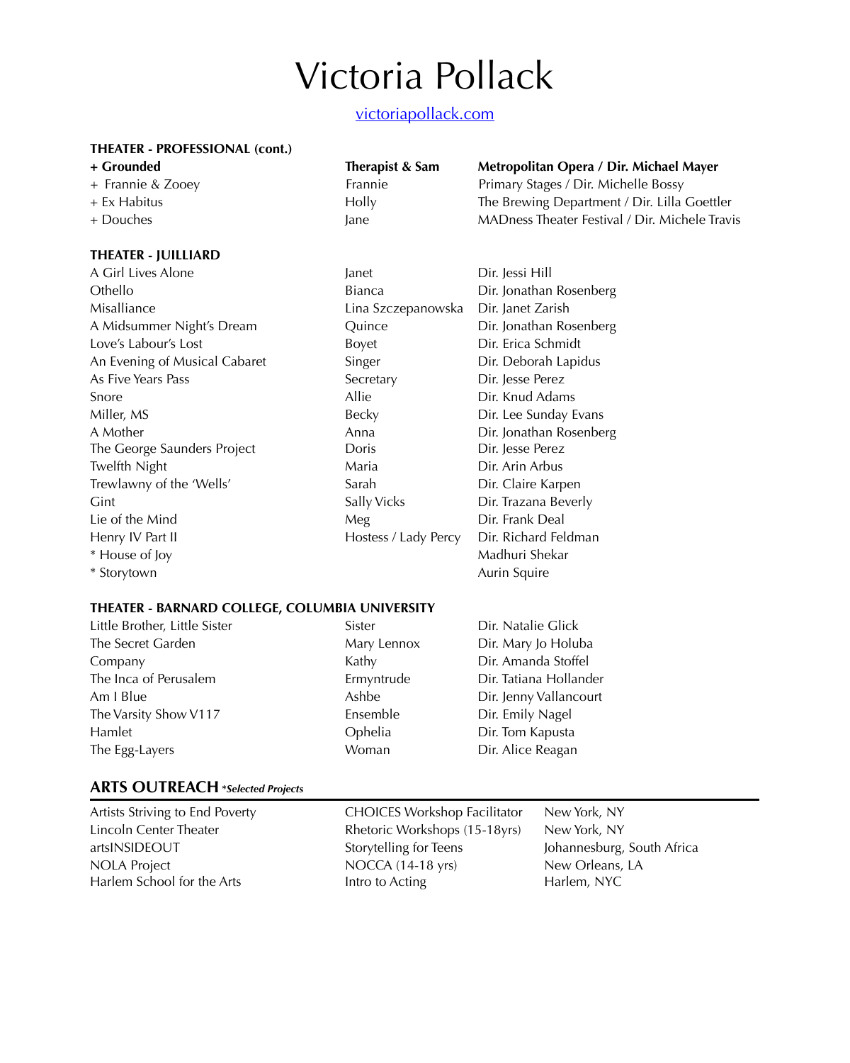# Victoria Pollack

[victoriapollack.com](victoriapollack.com)

**THEATER - PROFESSIONAL (cont.)**

| | | |
|---|---|---|
| **+ Grounded** | **Therapist & Sam** | **Metropolitan Opera / Dir. Michael Mayer** |
| + Frannie & Zooey | Frannie | Primary Stages / Dir. Michelle Bossy |
| + Ex Habitus | Holly | The Brewing Department / Dir. Lilla Goettler |
| + Douches | Jane | MADness Theater Festival / Dir. Michele Travis |

**THEATER - JUILLIARD**

| | | |
|---|---|---|
| A Girl Lives Alone | Janet | Dir. Jessi Hill |
| Othello | Bianca | Dir. Jonathan Rosenberg |
| Misalliance | Lina Szczepanowska | Dir. Janet Zarish |
| A Midsummer Night's Dream | Quince | Dir. Jonathan Rosenberg |
| Love's Labour's Lost | Boyet | Dir. Erica Schmidt |
| An Evening of Musical Cabaret | Singer | Dir. Deborah Lapidus |
| As Five Years Pass | Secretary | Dir. Jesse Perez |
| Snore | Allie | Dir. Knud Adams |
| Miller, MS | Becky | Dir. Lee Sunday Evans |
| A Mother | Anna | Dir. Jonathan Rosenberg |
| The George Saunders Project | Doris | Dir. Jesse Perez |
| Twelfth Night | Maria | Dir. Arin Arbus |
| Trewlawny of the 'Wells' | Sarah | Dir. Claire Karpen |
| Gint | Sally Vicks | Dir. Trazana Beverly |
| Lie of the Mind | Meg | Dir. Frank Deal |
| Henry IV Part II | Hostess / Lady Percy | Dir. Richard Feldman |
| * House of Joy | | Madhuri Shekar |
| * Storytown | | Aurin Squire |

**THEATER - BARNARD COLLEGE, COLUMBIA UNIVERSITY**

| | | |
|---|---|---|
| Little Brother, Little Sister | Sister | Dir. Natalie Glick |
| The Secret Garden | Mary Lennox | Dir. Mary Jo Holuba |
| Company | Kathy | Dir. Amanda Stoffel |
| The Inca of Perusalem | Ermyntrude | Dir. Tatiana Hollander |
| Am I Blue | Ashbe | Dir. Jenny Vallancourt |
| The Varsity Show V117 | Ensemble | Dir. Emily Nagel |
| Hamlet | Ophelia | Dir. Tom Kapusta |
| The Egg-Layers | Woman | Dir. Alice Reagan |

## ARTS OUTREACH *\*Selected Projects*

| | | |
|---|---|---|
| Artists Striving to End Poverty | CHOICES Workshop Facilitator | New York, NY |
| Lincoln Center Theater | Rhetoric Workshops (15-18yrs) | New York, NY |
| artsINSIDEOUT | Storytelling for Teens | Johannesburg, South Africa |
| NOLA Project | NOCCA (14-18 yrs) | New Orleans, LA |
| Harlem School for the Arts | Intro to Acting | Harlem, NYC |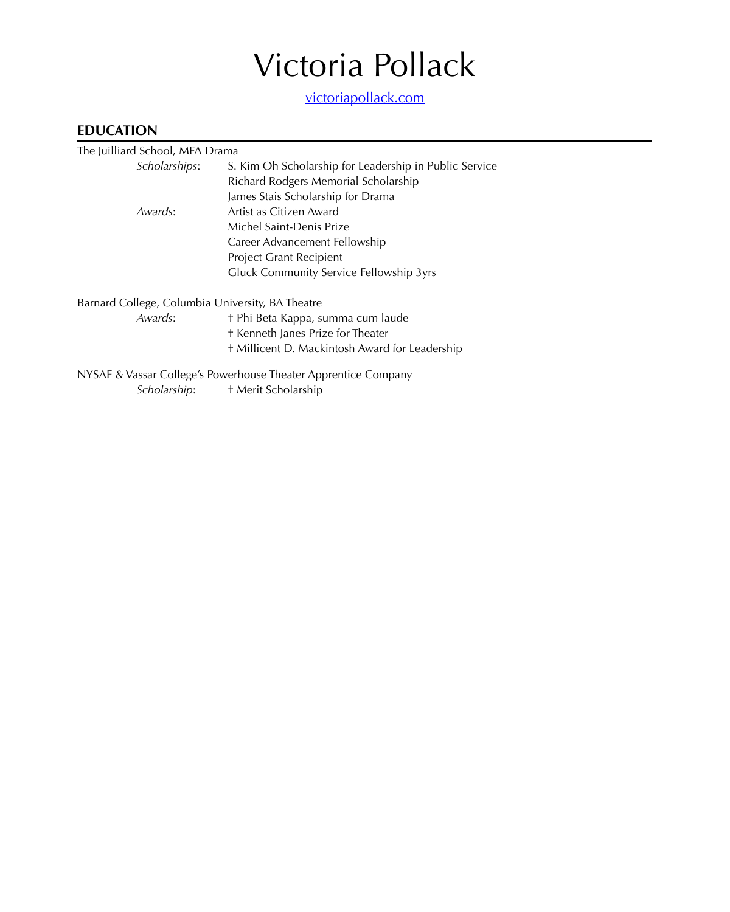# Victoria Pollack

[victoriapollack.com](victoriapollack.com)

## EDUCATION

The Juilliard School, MFA Drama

| | |
|---|---|
| *Scholarships*: | S. Kim Oh Scholarship for Leadership in Public Service |
| | Richard Rodgers Memorial Scholarship |
| | James Stais Scholarship for Drama |
| *Awards*: | Artist as Citizen Award |
| | Michel Saint-Denis Prize |
| | Career Advancement Fellowship |
| | Project Grant Recipient |
| | Gluck Community Service Fellowship 3yrs |

Barnard College, Columbia University, BA Theatre

| | |
|---|---|
| *Awards*: | † Phi Beta Kappa, summa cum laude |
| | † Kenneth Janes Prize for Theater |
| | † Millicent D. Mackintosh Award for Leadership |

NYSAF & Vassar College's Powerhouse Theater Apprentice Company

| | |
|---|---|
| *Scholarship*: | † Merit Scholarship |